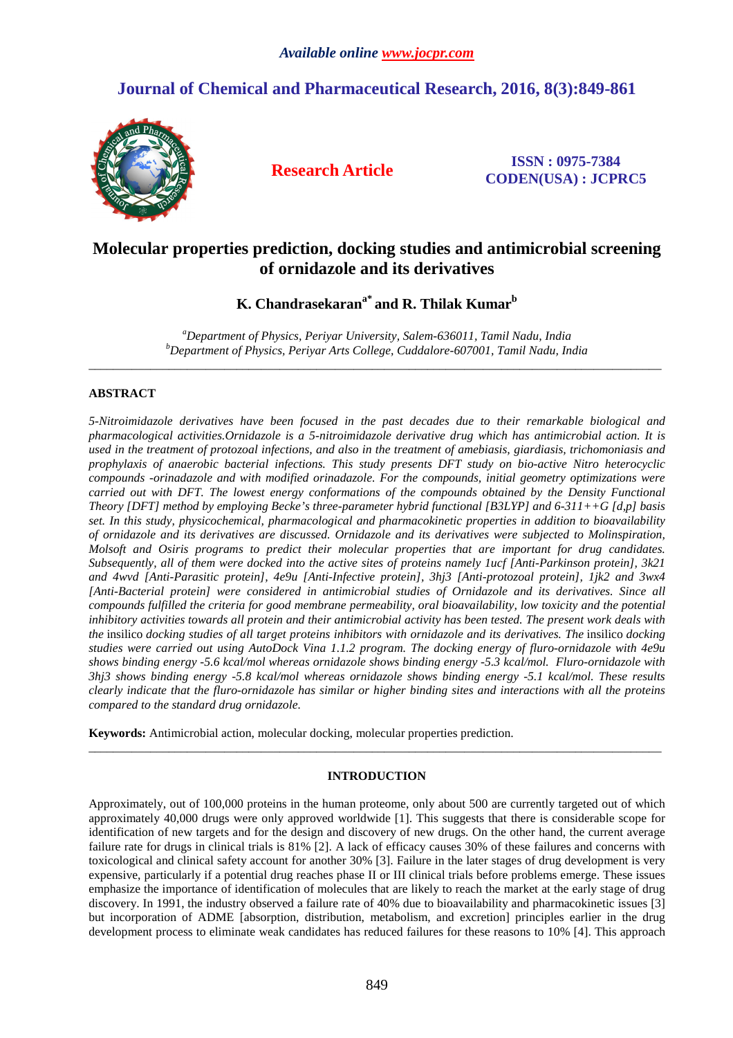*Available online www.jocpr.com*

# Journal of Chemical and Pharmaceutical Research, 2016, 8(3):849-861

**Research Article**

**ISSN : 0975-7384**
**CODEN(USA) : JCPRC5**

## Molecular properties prediction, docking studies and antimicrobial screening of ornidazole and its derivatives

**K. Chandrasekaran[a*] and R. Thilak Kumar[b]**

*[a]Department of Physics, Periyar University, Salem-636011, Tamil Nadu, India*
*[b]Department of Physics, Periyar Arts College, Cuddalore-607001, Tamil Nadu, India*

---

### ABSTRACT

*5-Nitroimidazole derivatives have been focused in the past decades due to their remarkable biological and pharmacological activities.Ornidazole is a 5-nitroimidazole derivative drug which has antimicrobial action. It is used in the treatment of protozoal infections, and also in the treatment of amebiasis, giardiasis, trichomoniasis and prophylaxis of anaerobic bacterial infections. This study presents DFT study on bio-active Nitro heterocyclic compounds -orinadazole and with modified orinadazole. For the compounds, initial geometry optimizations were carried out with DFT. The lowest energy conformations of the compounds obtained by the Density Functional Theory [DFT] method by employing Becke's three-parameter hybrid functional [B3LYP] and 6-311++G [d,p] basis set. In this study, physicochemical, pharmacological and pharmacokinetic properties in addition to bioavailability of ornidazole and its derivatives are discussed. Ornidazole and its derivatives were subjected to Molinspiration, Molsoft and Osiris programs to predict their molecular properties that are important for drug candidates. Subsequently, all of them were docked into the active sites of proteins namely 1ucf [Anti-Parkinson protein], 3k21 and 4wvd [Anti-Parasitic protein], 4e9u [Anti-Infective protein], 3hj3 [Anti-protozoal protein], 1jk2 and 3wx4 [Anti-Bacterial protein] were considered in antimicrobial studies of Ornidazole and its derivatives. Since all compounds fulfilled the criteria for good membrane permeability, oral bioavailability, low toxicity and the potential inhibitory activities towards all protein and their antimicrobial activity has been tested. The present work deals with the* insilico *docking studies of all target proteins inhibitors with ornidazole and its derivatives. The* insilico *docking studies were carried out using AutoDock Vina 1.1.2 program. The docking energy of fluro-ornidazole with 4e9u shows binding energy -5.6 kcal/mol whereas ornidazole shows binding energy -5.3 kcal/mol. Fluro-ornidazole with 3hj3 shows binding energy -5.8 kcal/mol whereas ornidazole shows binding energy -5.1 kcal/mol. These results clearly indicate that the fluro-ornidazole has similar or higher binding sites and interactions with all the proteins compared to the standard drug ornidazole.*

**Keywords:** Antimicrobial action, molecular docking, molecular properties prediction.

---

### INTRODUCTION

Approximately, out of 100,000 proteins in the human proteome, only about 500 are currently targeted out of which approximately 40,000 drugs were only approved worldwide [1]. This suggests that there is considerable scope for identification of new targets and for the design and discovery of new drugs. On the other hand, the current average failure rate for drugs in clinical trials is 81% [2]. A lack of efficacy causes 30% of these failures and concerns with toxicological and clinical safety account for another 30% [3]. Failure in the later stages of drug development is very expensive, particularly if a potential drug reaches phase II or III clinical trials before problems emerge. These issues emphasize the importance of identification of molecules that are likely to reach the market at the early stage of drug discovery. In 1991, the industry observed a failure rate of 40% due to bioavailability and pharmacokinetic issues [3] but incorporation of ADME [absorption, distribution, metabolism, and excretion] principles earlier in the drug development process to eliminate weak candidates has reduced failures for these reasons to 10% [4]. This approach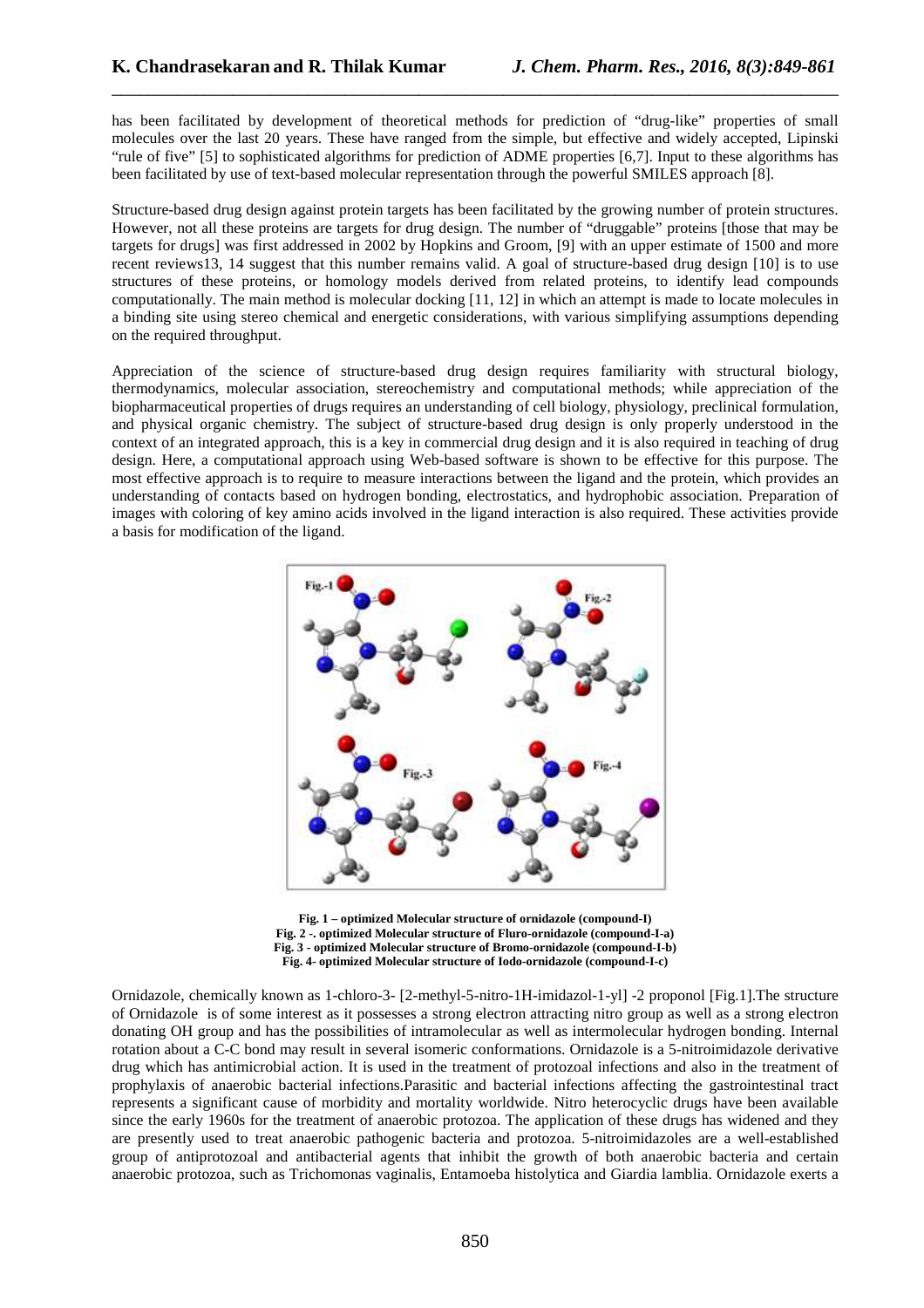has been facilitated by development of theoretical methods for prediction of "drug-like" properties of small molecules over the last 20 years. These have ranged from the simple, but effective and widely accepted, Lipinski "rule of five" [5] to sophisticated algorithms for prediction of ADME properties [6,7]. Input to these algorithms has been facilitated by use of text-based molecular representation through the powerful SMILES approach [8].

Structure-based drug design against protein targets has been facilitated by the growing number of protein structures. However, not all these proteins are targets for drug design. The number of "druggable" proteins [those that may be targets for drugs] was first addressed in 2002 by Hopkins and Groom, [9] with an upper estimate of 1500 and more recent reviews13, 14 suggest that this number remains valid. A goal of structure-based drug design [10] is to use structures of these proteins, or homology models derived from related proteins, to identify lead compounds computationally. The main method is molecular docking [11, 12] in which an attempt is made to locate molecules in a binding site using stereo chemical and energetic considerations, with various simplifying assumptions depending on the required throughput.

Appreciation of the science of structure-based drug design requires familiarity with structural biology, thermodynamics, molecular association, stereochemistry and computational methods; while appreciation of the biopharmaceutical properties of drugs requires an understanding of cell biology, physiology, preclinical formulation, and physical organic chemistry. The subject of structure-based drug design is only properly understood in the context of an integrated approach, this is a key in commercial drug design and it is also required in teaching of drug design. Here, a computational approach using Web-based software is shown to be effective for this purpose. The most effective approach is to require to measure interactions between the ligand and the protein, which provides an understanding of contacts based on hydrogen bonding, electrostatics, and hydrophobic association. Preparation of images with coloring of key amino acids involved in the ligand interaction is also required. These activities provide a basis for modification of the ligand.

**Fig. 1 – optimized Molecular structure of ornidazole (compound-I)**
**Fig. 2 -. optimized Molecular structure of Fluro-ornidazole (compound-I-a)**
**Fig. 3 - optimized Molecular structure of Bromo-ornidazole (compound-I-b)**
**Fig. 4- optimized Molecular structure of Iodo-ornidazole (compound-I-c)**

Ornidazole, chemically known as 1-chloro-3- [2-methyl-5-nitro-1H-imidazol-1-yl] -2 proponol [Fig.1].The structure of Ornidazole is of some interest as it possesses a strong electron attracting nitro group as well as a strong electron donating OH group and has the possibilities of intramolecular as well as intermolecular hydrogen bonding. Internal rotation about a C-C bond may result in several isomeric conformations. Ornidazole is a 5-nitroimidazole derivative drug which has antimicrobial action. It is used in the treatment of protozoal infections and also in the treatment of prophylaxis of anaerobic bacterial infections.Parasitic and bacterial infections affecting the gastrointestinal tract represents a significant cause of morbidity and mortality worldwide. Nitro heterocyclic drugs have been available since the early 1960s for the treatment of anaerobic protozoa. The application of these drugs has widened and they are presently used to treat anaerobic pathogenic bacteria and protozoa. 5-nitroimidazoles are a well-established group of antiprotozoal and antibacterial agents that inhibit the growth of both anaerobic bacteria and certain anaerobic protozoa, such as Trichomonas vaginalis, Entamoeba histolytica and Giardia lamblia. Ornidazole exerts a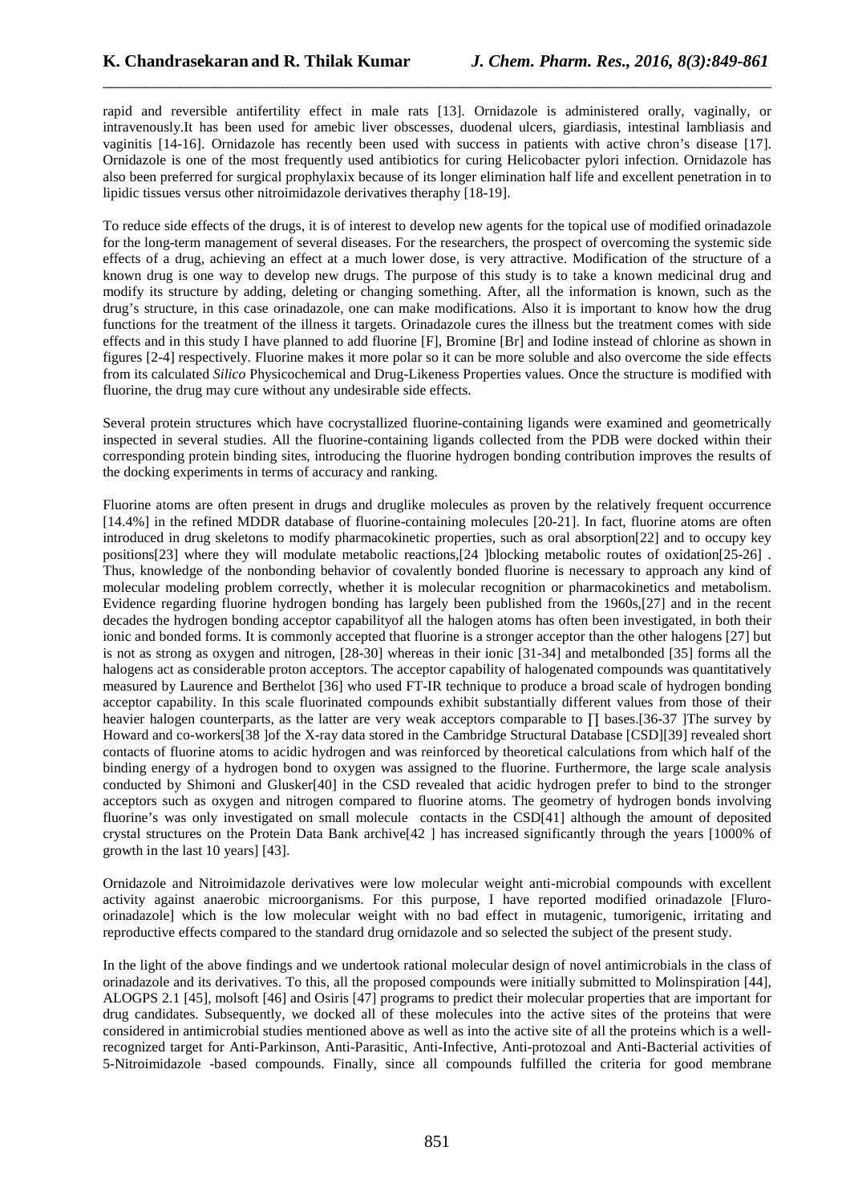rapid and reversible antifertility effect in male rats [13]. Ornidazole is administered orally, vaginally, or intravenously.It has been used for amebic liver obscesses, duodenal ulcers, giardiasis, intestinal lambliasis and vaginitis [14-16]. Ornidazole has recently been used with success in patients with active chron's disease [17]. Ornidazole is one of the most frequently used antibiotics for curing Helicobacter pylori infection. Ornidazole has also been preferred for surgical prophylaxix because of its longer elimination half life and excellent penetration in to lipidic tissues versus other nitroimidazole derivatives theraphy [18-19].

To reduce side effects of the drugs, it is of interest to develop new agents for the topical use of modified orinadazole for the long-term management of several diseases. For the researchers, the prospect of overcoming the systemic side effects of a drug, achieving an effect at a much lower dose, is very attractive. Modification of the structure of a known drug is one way to develop new drugs. The purpose of this study is to take a known medicinal drug and modify its structure by adding, deleting or changing something. After, all the information is known, such as the drug's structure, in this case orinadazole, one can make modifications. Also it is important to know how the drug functions for the treatment of the illness it targets. Orinadazole cures the illness but the treatment comes with side effects and in this study I have planned to add fluorine [F], Bromine [Br] and Iodine instead of chlorine as shown in figures [2-4] respectively. Fluorine makes it more polar so it can be more soluble and also overcome the side effects from its calculated *Silico* Physicochemical and Drug-Likeness Properties values. Once the structure is modified with fluorine, the drug may cure without any undesirable side effects.

Several protein structures which have cocrystallized fluorine-containing ligands were examined and geometrically inspected in several studies. All the fluorine-containing ligands collected from the PDB were docked within their corresponding protein binding sites, introducing the fluorine hydrogen bonding contribution improves the results of the docking experiments in terms of accuracy and ranking.

Fluorine atoms are often present in drugs and druglike molecules as proven by the relatively frequent occurrence [14.4%] in the refined MDDR database of fluorine-containing molecules [20-21]. In fact, fluorine atoms are often introduced in drug skeletons to modify pharmacokinetic properties, such as oral absorption[22] and to occupy key positions[23] where they will modulate metabolic reactions,[24 ]blocking metabolic routes of oxidation[25-26] . Thus, knowledge of the nonbonding behavior of covalently bonded fluorine is necessary to approach any kind of molecular modeling problem correctly, whether it is molecular recognition or pharmacokinetics and metabolism. Evidence regarding fluorine hydrogen bonding has largely been published from the 1960s,[27] and in the recent decades the hydrogen bonding acceptor capabilityof all the halogen atoms has often been investigated, in both their ionic and bonded forms. It is commonly accepted that fluorine is a stronger acceptor than the other halogens [27] but is not as strong as oxygen and nitrogen, [28-30] whereas in their ionic [31-34] and metalbonded [35] forms all the halogens act as considerable proton acceptors. The acceptor capability of halogenated compounds was quantitatively measured by Laurence and Berthelot [36] who used FT-IR technique to produce a broad scale of hydrogen bonding acceptor capability. In this scale fluorinated compounds exhibit substantially different values from those of their heavier halogen counterparts, as the latter are very weak acceptors comparable to ∏ bases.[36-37 ]The survey by Howard and co-workers[38 ]of the X-ray data stored in the Cambridge Structural Database [CSD][39] revealed short contacts of fluorine atoms to acidic hydrogen and was reinforced by theoretical calculations from which half of the binding energy of a hydrogen bond to oxygen was assigned to the fluorine. Furthermore, the large scale analysis conducted by Shimoni and Glusker[40] in the CSD revealed that acidic hydrogen prefer to bind to the stronger acceptors such as oxygen and nitrogen compared to fluorine atoms. The geometry of hydrogen bonds involving fluorine's was only investigated on small molecule contacts in the CSD[41] although the amount of deposited crystal structures on the Protein Data Bank archive[42 ] has increased significantly through the years [1000% of growth in the last 10 years] [43].

Ornidazole and Nitroimidazole derivatives were low molecular weight anti-microbial compounds with excellent activity against anaerobic microorganisms. For this purpose, I have reported modified orinadazole [Fluro-orinadazole] which is the low molecular weight with no bad effect in mutagenic, tumorigenic, irritating and reproductive effects compared to the standard drug ornidazole and so selected the subject of the present study.

In the light of the above findings and we undertook rational molecular design of novel antimicrobials in the class of orinadazole and its derivatives. To this, all the proposed compounds were initially submitted to Molinspiration [44], ALOGPS 2.1 [45], molsoft [46] and Osiris [47] programs to predict their molecular properties that are important for drug candidates. Subsequently, we docked all of these molecules into the active sites of the proteins that were considered in antimicrobial studies mentioned above as well as into the active site of all the proteins which is a well-recognized target for Anti-Parkinson, Anti-Parasitic, Anti-Infective, Anti-protozoal and Anti-Bacterial activities of 5-Nitroimidazole -based compounds. Finally, since all compounds fulfilled the criteria for good membrane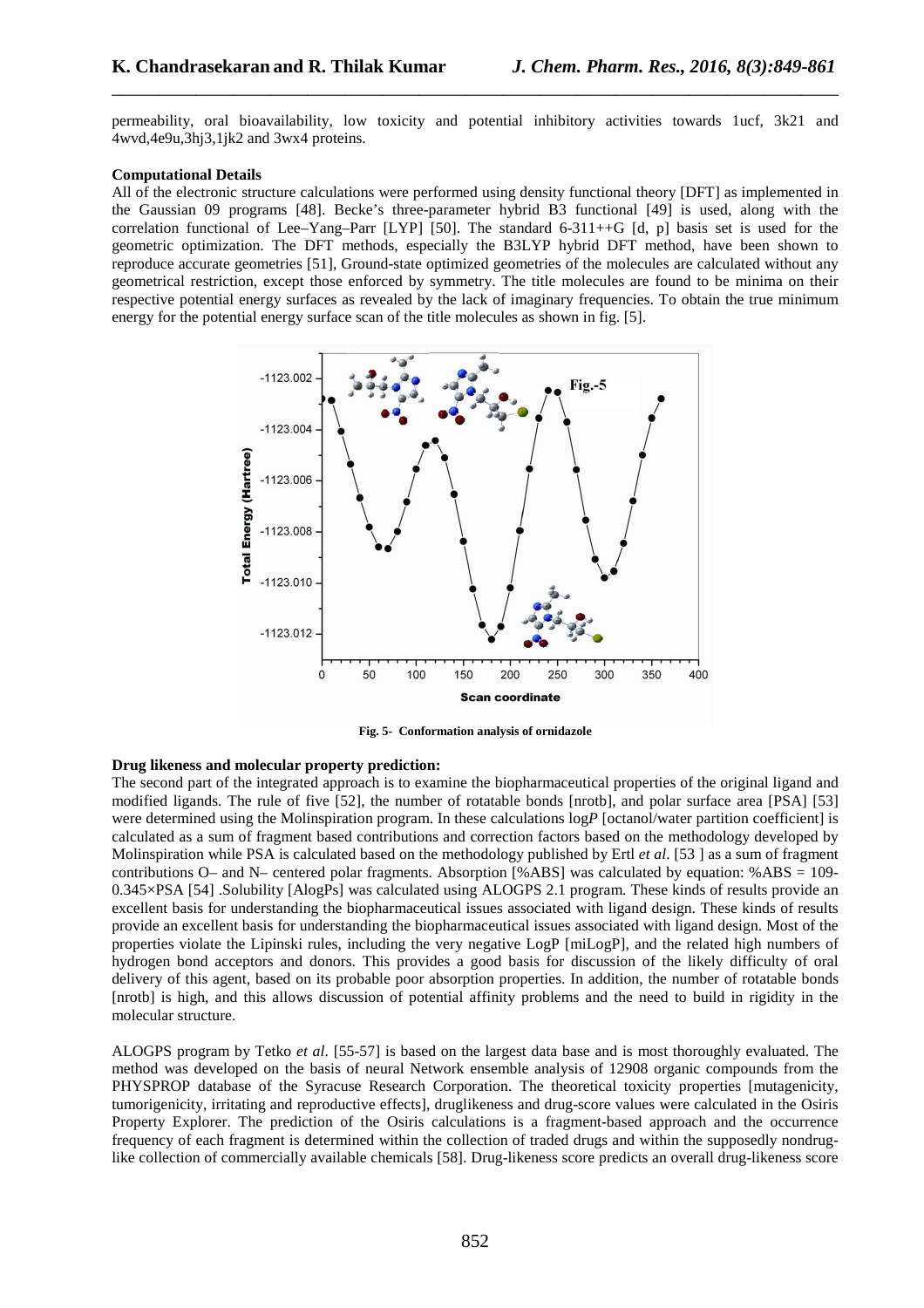permeability, oral bioavailability, low toxicity and potential inhibitory activities towards 1ucf, 3k21 and 4wvd,4e9u,3hj3,1jk2 and 3wx4 proteins.

**Computational Details**

All of the electronic structure calculations were performed using density functional theory [DFT] as implemented in the Gaussian 09 programs [48]. Becke's three-parameter hybrid B3 functional [49] is used, along with the correlation functional of Lee–Yang–Parr [LYP] [50]. The standard 6-311++G [d, p] basis set is used for the geometric optimization. The DFT methods, especially the B3LYP hybrid DFT method, have been shown to reproduce accurate geometries [51], Ground-state optimized geometries of the molecules are calculated without any geometrical restriction, except those enforced by symmetry. The title molecules are found to be minima on their respective potential energy surfaces as revealed by the lack of imaginary frequencies. To obtain the true minimum energy for the potential energy surface scan of the title molecules as shown in fig. [5].

**Fig. 5- Conformation analysis of ornidazole**

**Drug likeness and molecular property prediction:**

The second part of the integrated approach is to examine the biopharmaceutical properties of the original ligand and modified ligands. The rule of five [52], the number of rotatable bonds [nrotb], and polar surface area [PSA] [53] were determined using the Molinspiration program. In these calculations log*P* [octanol/water partition coefficient] is calculated as a sum of fragment based contributions and correction factors based on the methodology developed by Molinspiration while PSA is calculated based on the methodology published by Ertl *et al*. [53 ] as a sum of fragment contributions O– and N– centered polar fragments. Absorption [%ABS] was calculated by equation: %ABS = 109-0.345×PSA [54] .Solubility [AlogPs] was calculated using ALOGPS 2.1 program. These kinds of results provide an excellent basis for understanding the biopharmaceutical issues associated with ligand design. These kinds of results provide an excellent basis for understanding the biopharmaceutical issues associated with ligand design. Most of the properties violate the Lipinski rules, including the very negative LogP [miLogP], and the related high numbers of hydrogen bond acceptors and donors. This provides a good basis for discussion of the likely difficulty of oral delivery of this agent, based on its probable poor absorption properties. In addition, the number of rotatable bonds [nrotb] is high, and this allows discussion of potential affinity problems and the need to build in rigidity in the molecular structure.

ALOGPS program by Tetko *et al*. [55-57] is based on the largest data base and is most thoroughly evaluated. The method was developed on the basis of neural Network ensemble analysis of 12908 organic compounds from the PHYSPROP database of the Syracuse Research Corporation. The theoretical toxicity properties [mutagenicity, tumorigenicity, irritating and reproductive effects], druglikeness and drug-score values were calculated in the Osiris Property Explorer. The prediction of the Osiris calculations is a fragment-based approach and the occurrence frequency of each fragment is determined within the collection of traded drugs and within the supposedly nondrug-like collection of commercially available chemicals [58]. Drug-likeness score predicts an overall drug-likeness score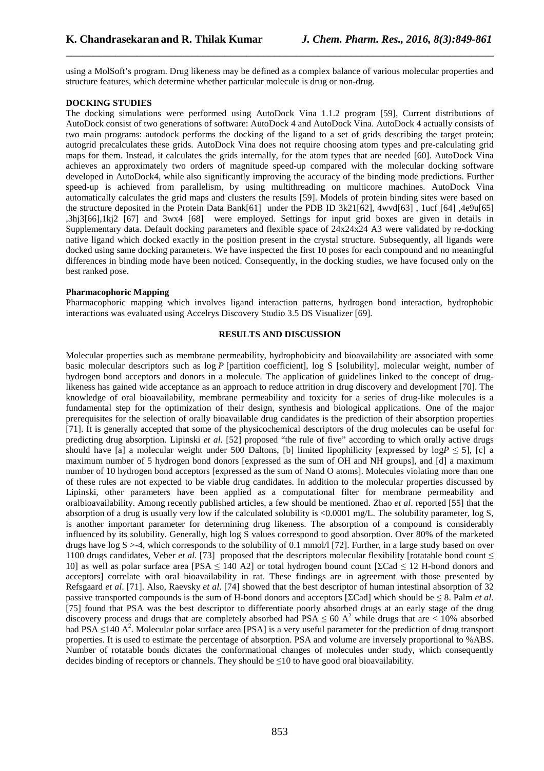using a MolSoft's program. Drug likeness may be defined as a complex balance of various molecular properties and structure features, which determine whether particular molecule is drug or non-drug.

**DOCKING STUDIES**

The docking simulations were performed using AutoDock Vina 1.1.2 program [59], Current distributions of AutoDock consist of two generations of software: AutoDock 4 and AutoDock Vina. AutoDock 4 actually consists of two main programs: autodock performs the docking of the ligand to a set of grids describing the target protein; autogrid precalculates these grids. AutoDock Vina does not require choosing atom types and pre-calculating grid maps for them. Instead, it calculates the grids internally, for the atom types that are needed [60]. AutoDock Vina achieves an approximately two orders of magnitude speed-up compared with the molecular docking software developed in AutoDock4, while also significantly improving the accuracy of the binding mode predictions. Further speed-up is achieved from parallelism, by using multithreading on multicore machines. AutoDock Vina automatically calculates the grid maps and clusters the results [59]. Models of protein binding sites were based on the structure deposited in the Protein Data Bank[61] under the PDB ID 3k21[62], 4wvd[63] , 1ucf [64] ,4e9u[65] ,3hj3[66],1kj2 [67] and 3wx4 [68] were employed. Settings for input grid boxes are given in details in Supplementary data. Default docking parameters and flexible space of 24x24x24 A3 were validated by re-docking native ligand which docked exactly in the position present in the crystal structure. Subsequently, all ligands were docked using same docking parameters. We have inspected the first 10 poses for each compound and no meaningful differences in binding mode have been noticed. Consequently, in the docking studies, we have focused only on the best ranked pose.

**Pharmacophoric Mapping**

Pharmacophoric mapping which involves ligand interaction patterns, hydrogen bond interaction, hydrophobic interactions was evaluated using Accelrys Discovery Studio 3.5 DS Visualizer [69].

## RESULTS AND DISCUSSION

Molecular properties such as membrane permeability, hydrophobicity and bioavailability are associated with some basic molecular descriptors such as log *P* [partition coefficient], log S [solubility], molecular weight, number of hydrogen bond acceptors and donors in a molecule. The application of guidelines linked to the concept of drug-likeness has gained wide acceptance as an approach to reduce attrition in drug discovery and development [70]. The knowledge of oral bioavailability, membrane permeability and toxicity for a series of drug-like molecules is a fundamental step for the optimization of their design, synthesis and biological applications. One of the major prerequisites for the selection of orally bioavailable drug candidates is the prediction of their absorption properties [71]. It is generally accepted that some of the physicochemical descriptors of the drug molecules can be useful for predicting drug absorption. Lipinski *et al*. [52] proposed "the rule of five" according to which orally active drugs should have [a] a molecular weight under 500 Daltons, [b] limited lipophilicity [expressed by log$P \leq 5$], [c] a maximum number of 5 hydrogen bond donors [expressed as the sum of OH and NH groups], and [d] a maximum number of 10 hydrogen bond acceptors [expressed as the sum of Nand O atoms]. Molecules violating more than one of these rules are not expected to be viable drug candidates. In addition to the molecular properties discussed by Lipinski, other parameters have been applied as a computational filter for membrane permeability and oralbioavailability. Among recently published articles, a few should be mentioned. Zhao *et al*. reported [55] that the absorption of a drug is usually very low if the calculated solubility is <0.0001 mg/L. The solubility parameter, log S, is another important parameter for determining drug likeness. The absorption of a compound is considerably influenced by its solubility. Generally, high log S values correspond to good absorption. Over 80% of the marketed drugs have log S >-4, which corresponds to the solubility of 0.1 mmol/l [72]. Further, in a large study based on over 1100 drugs candidates, Veber *et al.* [73] proposed that the descriptors molecular flexibility [rotatable bond count ≤ 10] as well as polar surface area [PSA ≤ 140 A2] or total hydrogen bound count [ΣCad ≤ 12 H-bond donors and acceptors] correlate with oral bioavailability in rat. These findings are in agreement with those presented by Refsgaard *et al*. [71]. Also, Raevsky *et al*. [74] showed that the best descriptor of human intestinal absorption of 32 passive transported compounds is the sum of H-bond donors and acceptors [ΣCad] which should be ≤ 8. Palm *et al*. [75] found that PSA was the best descriptor to differentiate poorly absorbed drugs at an early stage of the drug discovery process and drugs that are completely absorbed had PSA ≤ 60 $A^2$ while drugs that are < 10% absorbed had PSA ≤140 $A^2$. Molecular polar surface area [PSA] is a very useful parameter for the prediction of drug transport properties. It is used to estimate the percentage of absorption. PSA and volume are inversely proportional to %ABS. Number of rotatable bonds dictates the conformational changes of molecules under study, which consequently decides binding of receptors or channels. They should be ≤10 to have good oral bioavailability.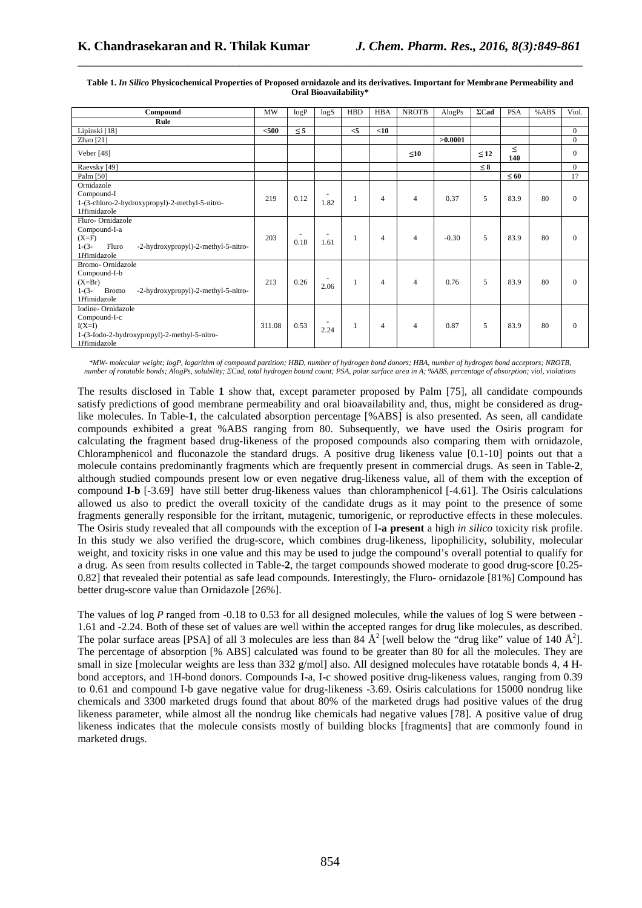**Table 1. *In Silico* Physicochemical Properties of Proposed ornidazole and its derivatives. Important for Membrane Permeability and Oral Bioavailability***

| Compound | MW | logP | logS | HBD | HBA | NROTB | AlogPs | ΣCad | PSA | %ABS | Viol. |
|---|---|---|---|---|---|---|---|---|---|---|---|
| **Rule** | | | | | | | | | | | |
| Lipinski [18] | **<500** | **≤ 5** | | **<5** | **<10** | | | | | | 0 |
| Zhao [21] | | | | | | | **>0.0001** | | | | 0 |
| Veber [48] | | | | | | **≤10** | | **≤ 12** | **≤ 140** | | 0 |
| Raevsky [49] | | | | | | | | **≤ 8** | | | 0 |
| Palm [50] | | | | | | | | | **≤ 60** | | 17 |
| Ornidazole Compound-I 1-(3-chloro-2-hydroxypropyl)-2-methyl-5-nitro-1*H*imidazole | 219 | 0.12 | -1.82 | 1 | 4 | 4 | 0.37 | 5 | 83.9 | 80 | 0 |
| Fluro- Ornidazole Compound-I-a (X=F) 1-(3- Fluro -2-hydroxypropyl)-2-methyl-5-nitro-1*H*imidazole | 203 | -0.18 | -1.61 | 1 | 4 | 4 | -0.30 | 5 | 83.9 | 80 | 0 |
| Bromo- Ornidazole Compound-I-b (X=Br) 1-(3- Bromo -2-hydroxypropyl)-2-methyl-5-nitro-1*H*imidazole | 213 | 0.26 | -2.06 | 1 | 4 | 4 | 0.76 | 5 | 83.9 | 80 | 0 |
| Iodine- Ornidazole Compound-I-c I(X=I) 1-(3-Iodo-2-hydroxypropyl)-2-methyl-5-nitro-1*H*imidazole | 311.08 | 0.53 | -2.24 | 1 | 4 | 4 | 0.87 | 5 | 83.9 | 80 | 0 |

*\*MW- molecular weight; logP, logarithm of compound partition; HBD, number of hydrogen bond donors; HBA, number of hydrogen bond acceptors; NROTB, number of rotatable bonds; AlogPs, solubility; ΣCad, total hydrogen bound count; PSA, polar surface area in A; %ABS, percentage of absorption; viol, violations*

The results disclosed in Table **1** show that, except parameter proposed by Palm [75], all candidate compounds satisfy predictions of good membrane permeability and oral bioavailability and, thus, might be considered as drug-like molecules. In Table-**1**, the calculated absorption percentage [%ABS] is also presented. As seen, all candidate compounds exhibited a great %ABS ranging from 80. Subsequently, we have used the Osiris program for calculating the fragment based drug-likeness of the proposed compounds also comparing them with ornidazole, Chloramphenicol and fluconazole the standard drugs. A positive drug likeness value [0.1-10] points out that a molecule contains predominantly fragments which are frequently present in commercial drugs. As seen in Table-**2**, although studied compounds present low or even negative drug-likeness value, all of them with the exception of compound **I-b** [-3.69] have still better drug-likeness values than chloramphenicol [-4.61]. The Osiris calculations allowed us also to predict the overall toxicity of the candidate drugs as it may point to the presence of some fragments generally responsible for the irritant, mutagenic, tumorigenic, or reproductive effects in these molecules. The Osiris study revealed that all compounds with the exception of I-**a present** a high *in silico* toxicity risk profile. In this study we also verified the drug-score, which combines drug-likeness, lipophilicity, solubility, molecular weight, and toxicity risks in one value and this may be used to judge the compound's overall potential to qualify for a drug. As seen from results collected in Table-**2**, the target compounds showed moderate to good drug-score [0.25-0.82] that revealed their potential as safe lead compounds. Interestingly, the Fluro- ornidazole [81%] Compound has better drug-score value than Ornidazole [26%].

The values of log *P* ranged from -0.18 to 0.53 for all designed molecules, while the values of log S were between -1.61 and -2.24. Both of these set of values are well within the accepted ranges for drug like molecules, as described. The polar surface areas [PSA] of all 3 molecules are less than 84 $Å^2$ [well below the "drug like" value of 140 $Å^2$]. The percentage of absorption [% ABS] calculated was found to be greater than 80 for all the molecules. They are small in size [molecular weights are less than 332 g/mol] also. All designed molecules have rotatable bonds 4, 4 H-bond acceptors, and 1H-bond donors. Compounds I-a, I-c showed positive drug-likeness values, ranging from 0.39 to 0.61 and compound I-b gave negative value for drug-likeness -3.69. Osiris calculations for 15000 nondrug like chemicals and 3300 marketed drugs found that about 80% of the marketed drugs had positive values of the drug likeness parameter, while almost all the nondrug like chemicals had negative values [78]. A positive value of drug likeness indicates that the molecule consists mostly of building blocks [fragments] that are commonly found in marketed drugs.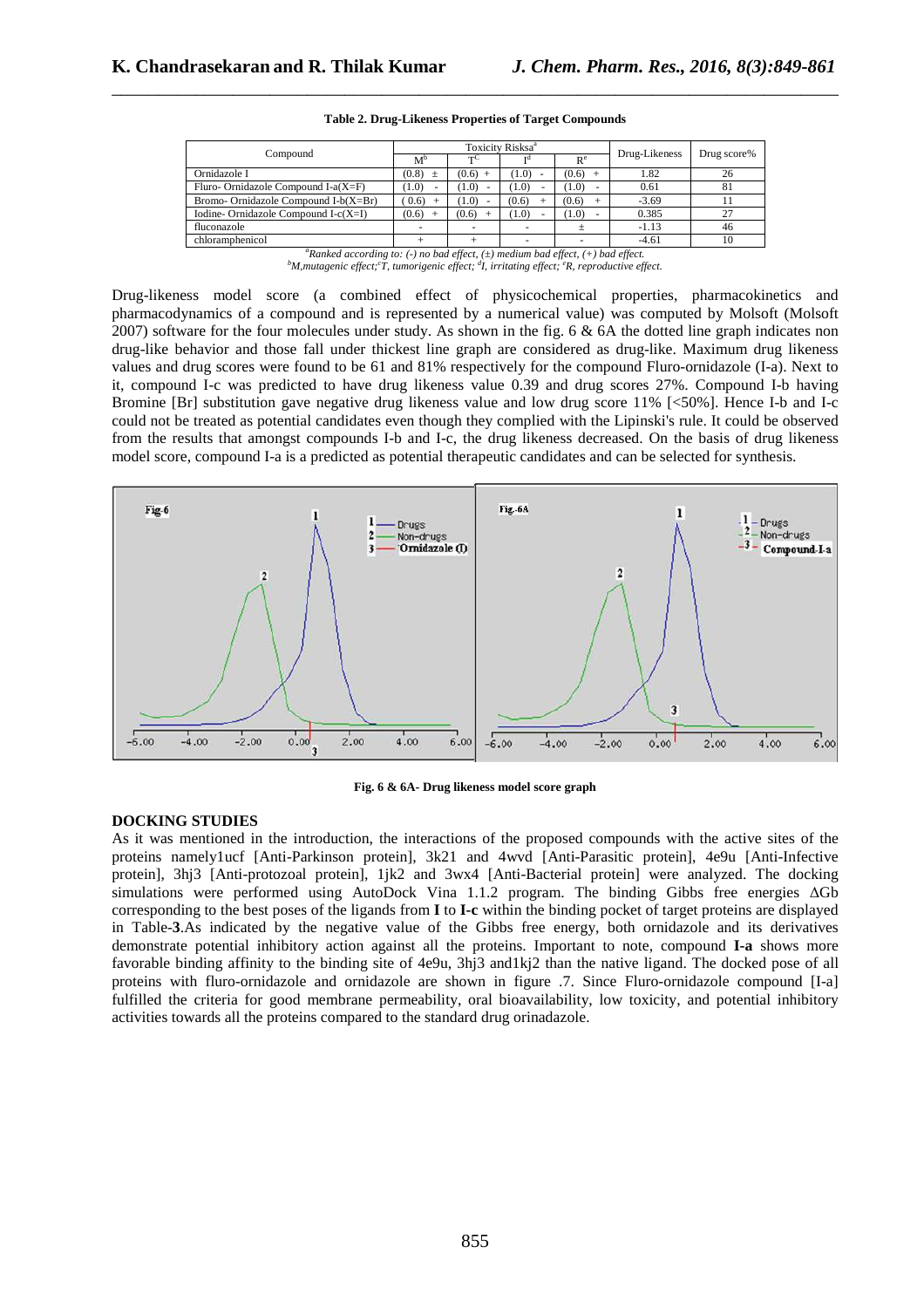**Table 2. Drug-Likeness Properties of Target Compounds**

| Compound | Toxicity Risks[a] | | | | Drug-Likeness | Drug score% |
|---|---|---|---|---|---|---|
| | M[b] | T[c] | I[d] | R[e] | | |
| Ornidazole I | (0.8) ± | (0.6) + | (1.0) - | (0.6) + | 1.82 | 26 |
| Fluro- Ornidazole Compound I-a(X=F) | (1.0) - | (1.0) - | (1.0) - | (1.0) - | 0.61 | 81 |
| Bromo- Ornidazole Compound I-b(X=Br) | (0.6) + | (1.0) - | (0.6) + | (0.6) + | -3.69 | 11 |
| Iodine- Ornidazole Compound I-c(X=I) | (0.6) + | (0.6) + | (1.0) - | (1.0) - | 0.385 | 27 |
| fluconazole | - | - | - | ± | -1.13 | 46 |
| chloramphenicol | + | + | - | - | -4.61 | 10 |

*[a]Ranked according to: (-) no bad effect, (±) medium bad effect, (+) bad effect.*
*[b]M,mutagenic effect;[c]T, tumorigenic effect; [d]I, irritating effect; [e]R, reproductive effect.*

Drug-likeness model score (a combined effect of physicochemical properties, pharmacokinetics and pharmacodynamics of a compound and is represented by a numerical value) was computed by Molsoft (Molsoft 2007) software for the four molecules under study. As shown in the fig. 6 & 6A the dotted line graph indicates non drug-like behavior and those fall under thickest line graph are considered as drug-like. Maximum drug likeness values and drug scores were found to be 61 and 81% respectively for the compound Fluro-ornidazole (I-a). Next to it, compound I-c was predicted to have drug likeness value 0.39 and drug scores 27%. Compound I-b having Bromine [Br] substitution gave negative drug likeness value and low drug score 11% [<50%]. Hence I-b and I-c could not be treated as potential candidates even though they complied with the Lipinski's rule. It could be observed from the results that amongst compounds I-b and I-c, the drug likeness decreased. On the basis of drug likeness model score, compound I-a is a predicted as potential therapeutic candidates and can be selected for synthesis.

**Fig. 6 & 6A- Drug likeness model score graph**

## DOCKING STUDIES

As it was mentioned in the introduction, the interactions of the proposed compounds with the active sites of the proteins namely1ucf [Anti-Parkinson protein], 3k21 and 4wvd [Anti-Parasitic protein], 4e9u [Anti-Infective protein], 3hj3 [Anti-protozoal protein], 1jk2 and 3wx4 [Anti-Bacterial protein] were analyzed. The docking simulations were performed using AutoDock Vina 1.1.2 program. The binding Gibbs free energies ΔGb corresponding to the best poses of the ligands from **I** to **I-c** within the binding pocket of target proteins are displayed in Table-**3**.As indicated by the negative value of the Gibbs free energy, both ornidazole and its derivatives demonstrate potential inhibitory action against all the proteins. Important to note, compound **I-a** shows more favorable binding affinity to the binding site of 4e9u, 3hj3 and1kj2 than the native ligand. The docked pose of all proteins with fluro-ornidazole and ornidazole are shown in figure .7. Since Fluro-ornidazole compound [I-a] fulfilled the criteria for good membrane permeability, oral bioavailability, low toxicity, and potential inhibitory activities towards all the proteins compared to the standard drug orinadazole.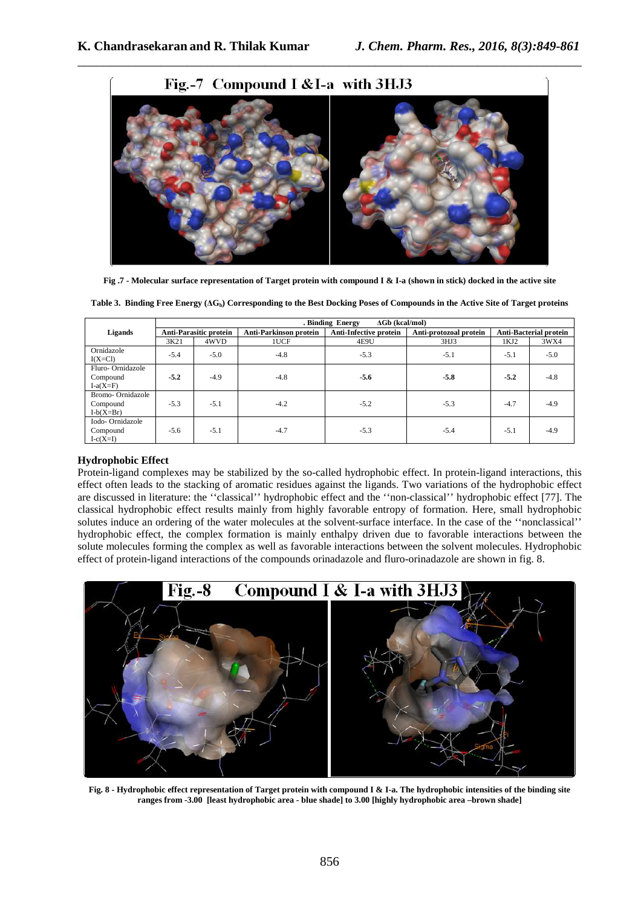Fig .7 - Molecular surface representation of Target protein with compound I & I-a (shown in stick) docked in the active site

**Table 3. Binding Free Energy ($\Delta G_b$) Corresponding to the Best Docking Poses of Compounds in the Active Site of Target proteins**

| Ligands | Binding Energy ΔGb (kcal/mol) | | | | | | |
|---|---|---|---|---|---|---|---|
| | Anti-Parasitic protein | | Anti-Parkinson protein | Anti-Infective protein | Anti-protozoal protein | Anti-Bacterial protein | |
| | 3K21 | 4WVD | 1UCF | 4E9U | 3HJ3 | 1KJ2 | 3WX4 |
| Ornidazole I(X=Cl) | -5.4 | -5.0 | -4.8 | -5.3 | -5.1 | -5.1 | -5.0 |
| Fluro- Ornidazole Compound I-a(X=F) | **-5.2** | -4.9 | -4.8 | **-5.6** | **-5.8** | **-5.2** | -4.8 |
| Bromo- Ornidazole Compound I-b(X=Br) | -5.3 | -5.1 | -4.2 | -5.2 | -5.3 | -4.7 | -4.9 |
| Iodo- Ornidazole Compound I-c(X=I) | -5.6 | -5.1 | -4.7 | -5.3 | -5.4 | -5.1 | -4.9 |

### Hydrophobic Effect

Protein-ligand complexes may be stabilized by the so-called hydrophobic effect. In protein-ligand interactions, this effect often leads to the stacking of aromatic residues against the ligands. Two variations of the hydrophobic effect are discussed in literature: the ''classical'' hydrophobic effect and the ''non-classical'' hydrophobic effect [77]. The classical hydrophobic effect results mainly from highly favorable entropy of formation. Here, small hydrophobic solutes induce an ordering of the water molecules at the solvent-surface interface. In the case of the ''nonclassical'' hydrophobic effect, the complex formation is mainly enthalpy driven due to favorable interactions between the solute molecules forming the complex as well as favorable interactions between the solvent molecules. Hydrophobic effect of protein-ligand interactions of the compounds orinadazole and fluro-orinadazole are shown in fig. 8.

Fig. 8 - Hydrophobic effect representation of Target protein with compound I & I-a. The hydrophobic intensities of the binding site ranges from -3.00 [least hydrophobic area - blue shade] to 3.00 [highly hydrophobic area –brown shade]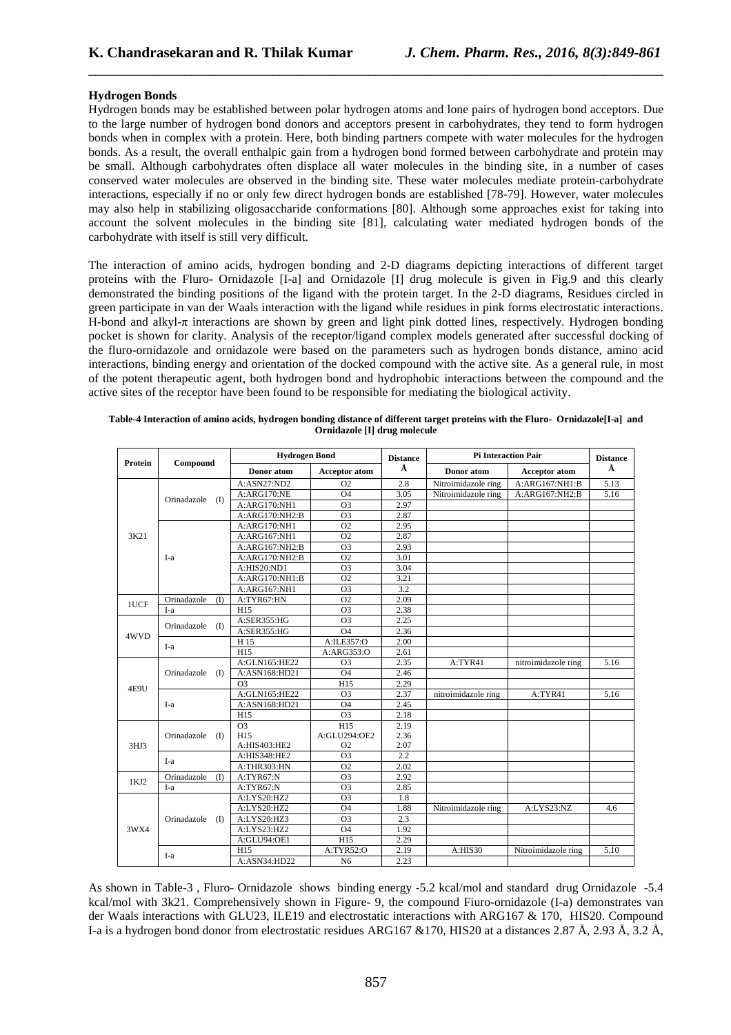**Hydrogen Bonds**

Hydrogen bonds may be established between polar hydrogen atoms and lone pairs of hydrogen bond acceptors. Due to the large number of hydrogen bond donors and acceptors present in carbohydrates, they tend to form hydrogen bonds when in complex with a protein. Here, both binding partners compete with water molecules for the hydrogen bonds. As a result, the overall enthalpic gain from a hydrogen bond formed between carbohydrate and protein may be small. Although carbohydrates often displace all water molecules in the binding site, in a number of cases conserved water molecules are observed in the binding site. These water molecules mediate protein-carbohydrate interactions, especially if no or only few direct hydrogen bonds are established [78-79]. However, water molecules may also help in stabilizing oligosaccharide conformations [80]. Although some approaches exist for taking into account the solvent molecules in the binding site [81], calculating water mediated hydrogen bonds of the carbohydrate with itself is still very difficult.

The interaction of amino acids, hydrogen bonding and 2-D diagrams depicting interactions of different target proteins with the Fluro- Ornidazole [I-a] and Ornidazole [I] drug molecule is given in Fig.9 and this clearly demonstrated the binding positions of the ligand with the protein target. In the 2-D diagrams, Residues circled in green participate in van der Waals interaction with the ligand while residues in pink forms electrostatic interactions. H-bond and alkyl-π interactions are shown by green and light pink dotted lines, respectively. Hydrogen bonding pocket is shown for clarity. Analysis of the receptor/ligand complex models generated after successful docking of the fluro-ornidazole and ornidazole were based on the parameters such as hydrogen bonds distance, amino acid interactions, binding energy and orientation of the docked compound with the active site. As a general rule, in most of the potent therapeutic agent, both hydrogen bond and hydrophobic interactions between the compound and the active sites of the receptor have been found to be responsible for mediating the biological activity.

**Table-4 Interaction of amino acids, hydrogen bonding distance of different target proteins with the Fluro- Ornidazole[I-a] and Ornidazole [I] drug molecule**

| Protein | Compound | Hydrogen Bond | | Distance Å | Pi Interaction Pair | | Distance Å |
|---|---|---|---|---|---|---|---|
| | | Donor atom | Acceptor atom | | Donor atom | Acceptor atom | |
| 3K21 | Orinadazole (I) | A:ASN27:ND2 | O2 | 2.8 | Nitroimidazole ring | A:ARG167:NH1:B | 5.13 |
| | | A:ARG170:NE | O4 | 3.05 | Nitroimidazole ring | A:ARG167:NH2:B | 5.16 |
| | | A:ARG170:NH1 | O3 | 2.97 | | | |
| | | A:ARG170:NH2:B | O3 | 2.87 | | | |
| | I-a | A:ARG170:NH1 | O2 | 2.95 | | | |
| | | A:ARG167:NH1 | O2 | 2.87 | | | |
| | | A:ARG167:NH2:B | O3 | 2.93 | | | |
| | | A:ARG170:NH2:B | O2 | 3.01 | | | |
| | | A:HIS20:ND1 | O3 | 3.04 | | | |
| | | A:ARG170:NH1:B | O2 | 3.21 | | | |
| | | A:ARG167:NH1 | O3 | 3.2 | | | |
| 1UCF | Orinadazole (I) | A:TYR67:HN | O2 | 2.09 | | | |
| | I-a | H15 | O3 | 2.38 | | | |
| 4WVD | Orinadazole (I) | A:SER355:HG | O3 | 2.25 | | | |
| | | A:SER355:HG | O4 | 2.36 | | | |
| | I-a | H 15 | A:ILE357:O | 2.00 | | | |
| | | H15 | A:ARG353:O | 2.61 | | | |
| 4E9U | Orinadazole (I) | A:GLN165:HE22 | O3 | 2.35 | A:TYR41 | nitroimidazole ring | 5.16 |
| | | A:ASN168:HD21 | O4 | 2.46 | | | |
| | | O3 | H15 | 2.29 | | | |
| | I-a | A:GLN165:HE22 | O3 | 2.37 | nitroimidazole ring | A:TYR41 | 5.16 |
| | | A:ASN168:HD21 | O4 | 2.45 | | | |
| | | H15 | O3 | 2.18 | | | |
| 3HJ3 | Orinadazole (I) | O3 | H15 | 2.19 | | | |
| | | H15 | A:GLU294:OE2 | 2.36 | | | |
| | | A:HIS403:HE2 | O2 | 2.07 | | | |
| | I-a | A:HIS348:HE2 | O3 | 2.2 | | | |
| | | A:THR303:HN | O2 | 2.02 | | | |
| 1KJ2 | Orinadazole (I) | A:TYR67:N | O3 | 2.92 | | | |
| | I-a | A:TYR67:N | O3 | 2.85 | | | |
| 3WX4 | Orinadazole (I) | A:LYS20:HZ2 | O3 | 1.8 | | | |
| | | A:LYS20:HZ2 | O4 | 1.88 | Nitroimidazole ring | A:LYS23:NZ | 4.6 |
| | | A:LYS20:HZ3 | O3 | 2.3 | | | |
| | | A:LYS23:HZ2 | O4 | 1.92 | | | |
| | | A:GLU94:OE1 | H15 | 2.29 | | | |
| | I-a | H15 | A:TYR52:O | 2.19 | A:HIS30 | Nitroimidazole ring | 5.10 |
| | | A:ASN34:HD22 | N6 | 2.23 | | | |

As shown in Table-3 , Fluro- Ornidazole shows binding energy -5.2 kcal/mol and standard drug Ornidazole -5.4 kcal/mol with 3k21. Comprehensively shown in Figure- 9, the compound Fiuro-ornidazole (I-a) demonstrates van der Waals interactions with GLU23, ILE19 and electrostatic interactions with ARG167 & 170, HIS20. Compound I-a is a hydrogen bond donor from electrostatic residues ARG167 &170, HIS20 at a distances 2.87 Å, 2.93 Å, 3.2 Å,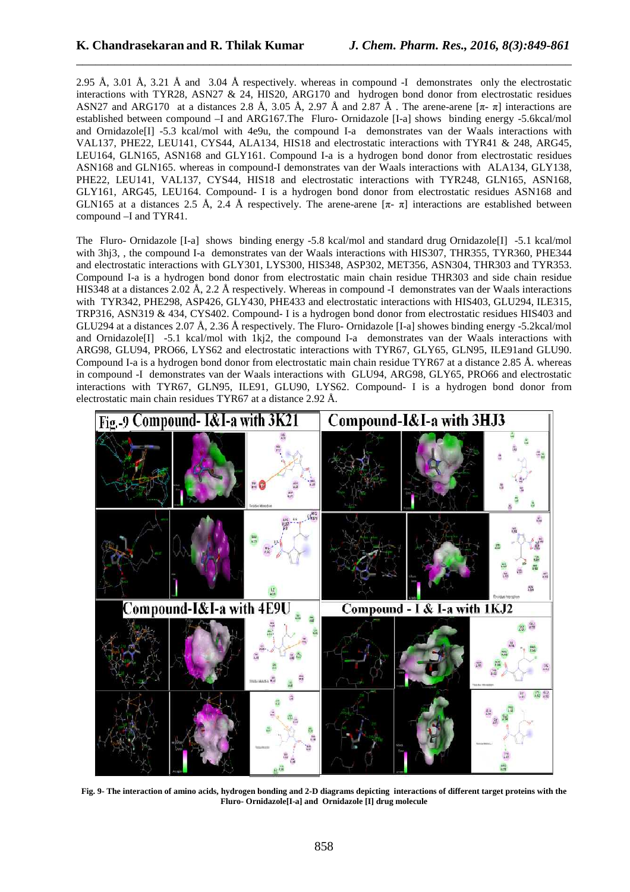2.95 Å, 3.01 Å, 3.21 Å and 3.04 Å respectively. whereas in compound -I demonstrates only the electrostatic interactions with TYR28, ASN27 & 24, HIS20, ARG170 and hydrogen bond donor from electrostatic residues ASN27 and ARG170 at a distances 2.8 Å, 3.05 Å, 2.97 Å and 2.87 Å . The arene-arene [$\pi$- $\pi$] interactions are established between compound –I and ARG167.The Fluro- Ornidazole [I-a] shows binding energy -5.6kcal/mol and Ornidazole[I] -5.3 kcal/mol with 4e9u, the compound I-a demonstrates van der Waals interactions with VAL137, PHE22, LEU141, CYS44, ALA134, HIS18 and electrostatic interactions with TYR41 & 248, ARG45, LEU164, GLN165, ASN168 and GLY161. Compound I-a is a hydrogen bond donor from electrostatic residues ASN168 and GLN165. whereas in compound-I demonstrates van der Waals interactions with ALA134, GLY138, PHE22, LEU141, VAL137, CYS44, HIS18 and electrostatic interactions with TYR248, GLN165, ASN168, GLY161, ARG45, LEU164. Compound- I is a hydrogen bond donor from electrostatic residues ASN168 and GLN165 at a distances 2.5 Å, 2.4 Å respectively. The arene-arene [$\pi$- $\pi$] interactions are established between compound –I and TYR41.

The Fluro- Ornidazole [I-a] shows binding energy -5.8 kcal/mol and standard drug Ornidazole[I] -5.1 kcal/mol with 3hj3, , the compound I-a demonstrates van der Waals interactions with HIS307, THR355, TYR360, PHE344 and electrostatic interactions with GLY301, LYS300, HIS348, ASP302, MET356, ASN304, THR303 and TYR353. Compound I-a is a hydrogen bond donor from electrostatic main chain residue THR303 and side chain residue HIS348 at a distances 2.02 Å, 2.2 Å respectively. Whereas in compound -I demonstrates van der Waals interactions with TYR342, PHE298, ASP426, GLY430, PHE433 and electrostatic interactions with HIS403, GLU294, ILE315, TRP316, ASN319 & 434, CYS402. Compound- I is a hydrogen bond donor from electrostatic residues HIS403 and GLU294 at a distances 2.07 Å, 2.36 Å respectively. The Fluro- Ornidazole [I-a] showes binding energy -5.2kcal/mol and Ornidazole[I] -5.1 kcal/mol with 1kj2, the compound I-a demonstrates van der Waals interactions with ARG98, GLU94, PRO66, LYS62 and electrostatic interactions with TYR67, GLY65, GLN95, ILE91and GLU90. Compound I-a is a hydrogen bond donor from electrostatic main chain residue TYR67 at a distance 2.85 Å. whereas in compound -I demonstrates van der Waals interactions with GLU94, ARG98, GLY65, PRO66 and electrostatic interactions with TYR67, GLN95, ILE91, GLU90, LYS62. Compound- I is a hydrogen bond donor from electrostatic main chain residues TYR67 at a distance 2.92 Å.

**Fig. 9- The interaction of amino acids, hydrogen bonding and 2-D diagrams depicting interactions of different target proteins with the Fluro- Ornidazole[I-a] and Ornidazole [I] drug molecule**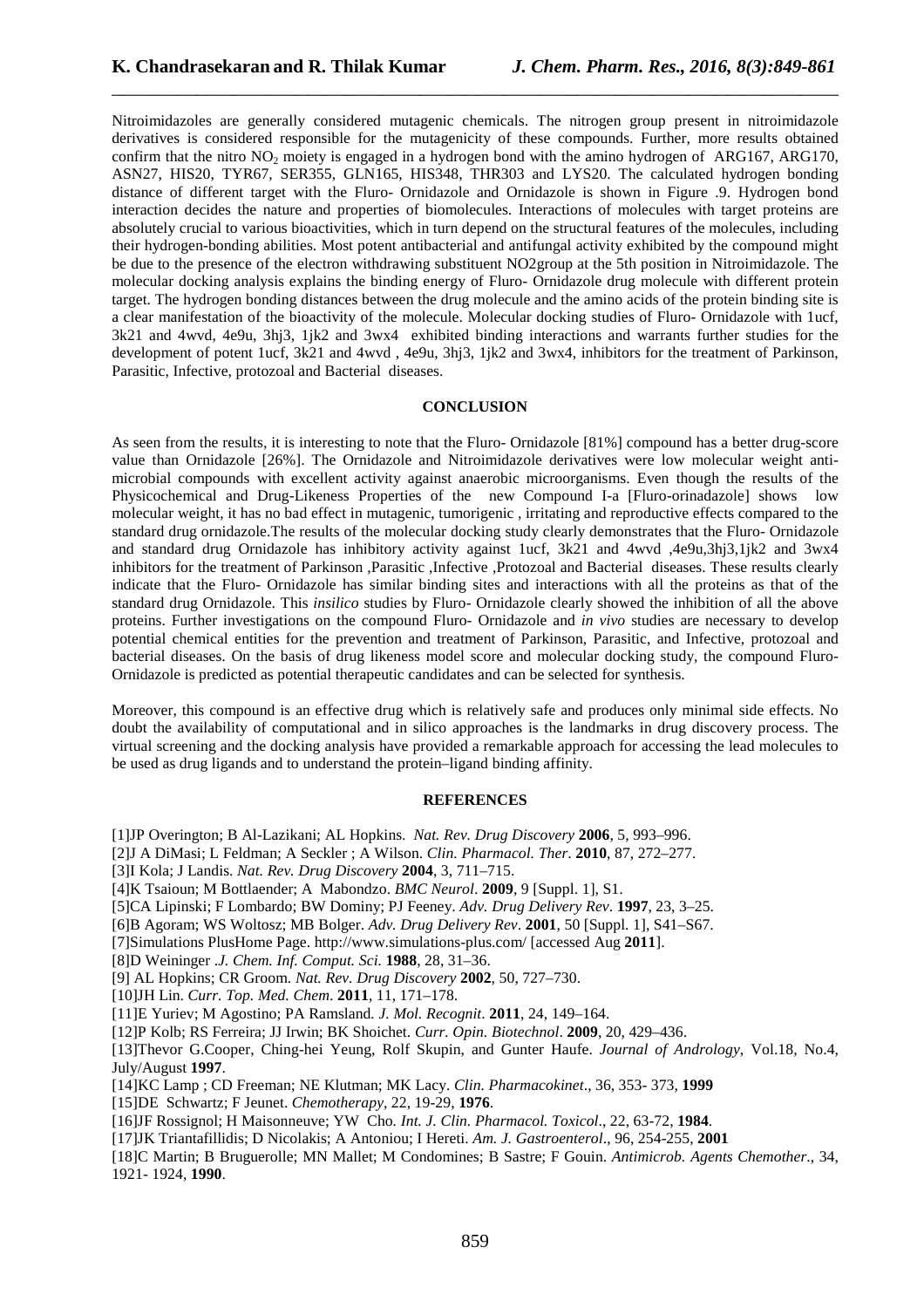Nitroimidazoles are generally considered mutagenic chemicals. The nitrogen group present in nitroimidazole derivatives is considered responsible for the mutagenicity of these compounds. Further, more results obtained confirm that the nitro $NO_2$ moiety is engaged in a hydrogen bond with the amino hydrogen of ARG167, ARG170, ASN27, HIS20, TYR67, SER355, GLN165, HIS348, THR303 and LYS20. The calculated hydrogen bonding distance of different target with the Fluro- Ornidazole and Ornidazole is shown in Figure .9. Hydrogen bond interaction decides the nature and properties of biomolecules. Interactions of molecules with target proteins are absolutely crucial to various bioactivities, which in turn depend on the structural features of the molecules, including their hydrogen-bonding abilities. Most potent antibacterial and antifungal activity exhibited by the compound might be due to the presence of the electron withdrawing substituent NO2group at the 5th position in Nitroimidazole. The molecular docking analysis explains the binding energy of Fluro- Ornidazole drug molecule with different protein target. The hydrogen bonding distances between the drug molecule and the amino acids of the protein binding site is a clear manifestation of the bioactivity of the molecule. Molecular docking studies of Fluro- Ornidazole with 1ucf, 3k21 and 4wvd, 4e9u, 3hj3, 1jk2 and 3wx4 exhibited binding interactions and warrants further studies for the development of potent 1ucf, 3k21 and 4wvd , 4e9u, 3hj3, 1jk2 and 3wx4, inhibitors for the treatment of Parkinson, Parasitic, Infective, protozoal and Bacterial diseases.

## CONCLUSION

As seen from the results, it is interesting to note that the Fluro- Ornidazole [81%] compound has a better drug-score value than Ornidazole [26%]. The Ornidazole and Nitroimidazole derivatives were low molecular weight anti-microbial compounds with excellent activity against anaerobic microorganisms. Even though the results of the Physicochemical and Drug-Likeness Properties of the new Compound I-a [Fluro-orinadazole] shows low molecular weight, it has no bad effect in mutagenic, tumorigenic , irritating and reproductive effects compared to the standard drug ornidazole.The results of the molecular docking study clearly demonstrates that the Fluro- Ornidazole and standard drug Ornidazole has inhibitory activity against 1ucf, 3k21 and 4wvd ,4e9u,3hj3,1jk2 and 3wx4 inhibitors for the treatment of Parkinson ,Parasitic ,Infective ,Protozoal and Bacterial diseases. These results clearly indicate that the Fluro- Ornidazole has similar binding sites and interactions with all the proteins as that of the standard drug Ornidazole. This *insilico* studies by Fluro- Ornidazole clearly showed the inhibition of all the above proteins. Further investigations on the compound Fluro- Ornidazole and *in vivo* studies are necessary to develop potential chemical entities for the prevention and treatment of Parkinson, Parasitic, and Infective, protozoal and bacterial diseases. On the basis of drug likeness model score and molecular docking study, the compound Fluro-Ornidazole is predicted as potential therapeutic candidates and can be selected for synthesis.

Moreover, this compound is an effective drug which is relatively safe and produces only minimal side effects. No doubt the availability of computational and in silico approaches is the landmarks in drug discovery process. The virtual screening and the docking analysis have provided a remarkable approach for accessing the lead molecules to be used as drug ligands and to understand the protein–ligand binding affinity.

## REFERENCES

[1]JP Overington; B Al-Lazikani; AL Hopkins. *Nat. Rev. Drug Discovery* **2006**, 5, 993–996.

[2]J A DiMasi; L Feldman; A Seckler ; A Wilson. *Clin. Pharmacol. Ther*. **2010**, 87, 272–277.

[3]I Kola; J Landis. *Nat. Rev. Drug Discovery* **2004**, 3, 711–715.

[4]K Tsaioun; M Bottlaender; A Mabondzo. *BMC Neurol*. **2009**, 9 [Suppl. 1], S1.

[5]CA Lipinski; F Lombardo; BW Dominy; PJ Feeney. *Adv. Drug Delivery Rev*. **1997**, 23, 3–25.

[6]B Agoram; WS Woltosz; MB Bolger. *Adv. Drug Delivery Rev*. **2001**, 50 [Suppl. 1], S41–S67.

[7]Simulations PlusHome Page. http://www.simulations-plus.com/ [accessed Aug **2011**].

[8]D Weininger .*J. Chem. Inf. Comput. Sci.* **1988**, 28, 31–36.

[9] AL Hopkins; CR Groom. *Nat. Rev. Drug Discovery* **2002**, 50, 727–730.

[10]JH Lin. *Curr. Top. Med. Chem*. **2011**, 11, 171–178.

[11]E Yuriev; M Agostino; PA Ramsland. *J. Mol. Recognit*. **2011**, 24, 149–164.

[12]P Kolb; RS Ferreira; JJ Irwin; BK Shoichet. *Curr. Opin. Biotechnol*. **2009**, 20, 429–436.

[13]Thevor G.Cooper, Ching-hei Yeung, Rolf Skupin, and Gunter Haufe. *Journal of Andrology*, Vol.18, No.4, July/August **1997**.

[14]KC Lamp ; CD Freeman; NE Klutman; MK Lacy. *Clin. Pharmacokinet*., 36, 353- 373, **1999**

[15]DE Schwartz; F Jeunet. *Chemotherapy*, 22, 19-29, **1976**.

[16]JF Rossignol; H Maisonneuve; YW Cho. *Int. J. Clin. Pharmacol. Toxicol*., 22, 63-72, **1984**.

[17]JK Triantafillidis; D Nicolakis; A Antoniou; I Hereti. *Am. J. Gastroenterol*., 96, 254-255, **2001**

[18]C Martin; B Bruguerolle; MN Mallet; M Condomines; B Sastre; F Gouin. *Antimicrob. Agents Chemother*., 34, 1921- 1924, **1990**.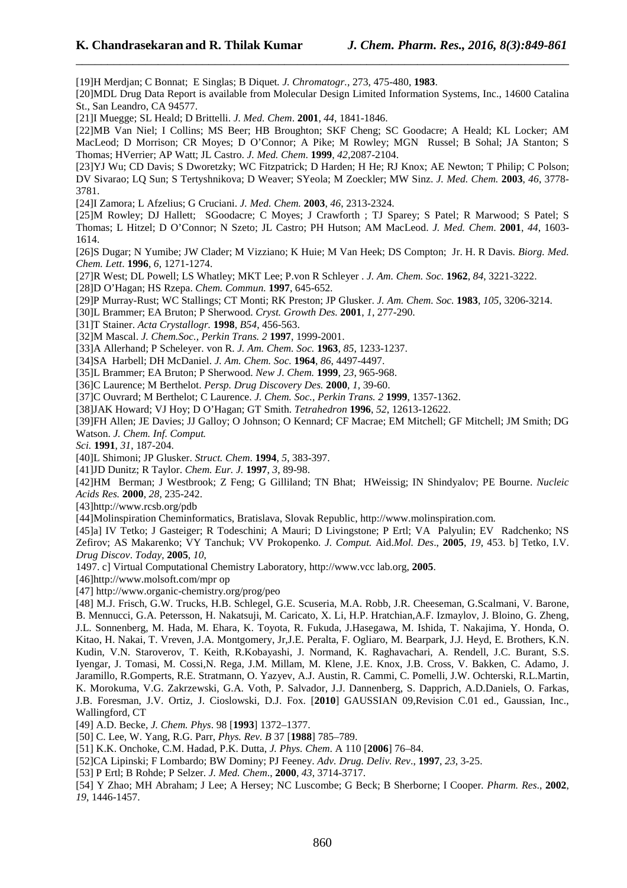[19]H Merdjan; C Bonnat; E Singlas; B Diquet. *J. Chromatogr.*, 273, 475-480, **1983**.

[20]MDL Drug Data Report is available from Molecular Design Limited Information Systems, Inc., 14600 Catalina St., San Leandro, CA 94577.

[21]I Muegge; SL Heald; D Brittelli. *J. Med. Chem*. **2001**, *44*, 1841-1846.

[22]MB Van Niel; I Collins; MS Beer; HB Broughton; SKF Cheng; SC Goodacre; A Heald; KL Locker; AM MacLeod; D Morrison; CR Moyes; D O'Connor; A Pike; M Rowley; MGN Russel; B Sohal; JA Stanton; S Thomas; HVerrier; AP Watt; JL Castro. *J. Med. Chem*. **1999**, *42*,2087-2104.

[23]YJ Wu; CD Davis; S Dworetzky; WC Fitzpatrick; D Harden; H He; RJ Knox; AE Newton; T Philip; C Polson; DV Sivarao; LQ Sun; S Tertyshnikova; D Weaver; SYeola; M Zoeckler; MW Sinz. *J. Med. Chem.* **2003**, *46*, 3778-3781.

[24]I Zamora; L Afzelius; G Cruciani. *J. Med. Chem.* **2003**, *46*, 2313-2324.

[25]M Rowley; DJ Hallett; SGoodacre; C Moyes; J Crawforth ; TJ Sparey; S Patel; R Marwood; S Patel; S Thomas; L Hitzel; D O'Connor; N Szeto; JL Castro; PH Hutson; AM MacLeod. *J. Med. Chem*. **2001**, *44*, 1603-1614.

[26]S Dugar; N Yumibe; JW Clader; M Vizziano; K Huie; M Van Heek; DS Compton; Jr. H. R Davis. *Biorg. Med. Chem. Lett*. **1996**, *6*, 1271-1274.

[27]R West; DL Powell; LS Whatley; MKT Lee; P.von R Schleyer . *J. Am. Chem. Soc.* **1962**, *84*, 3221-3222.

[28]D O'Hagan; HS Rzepa. *Chem. Commun.* **1997**, 645-652.

[29]P Murray-Rust; WC Stallings; CT Monti; RK Preston; JP Glusker. *J. Am. Chem. Soc.* **1983**, *105*, 3206-3214.

[30]L Brammer; EA Bruton; P Sherwood. *Cryst. Growth Des.* **2001**, *1*, 277-290.

[31]T Stainer. *Acta Crystallogr.* **1998**, *B54*, 456-563.

[32]M Mascal. *J. Chem.Soc., Perkin Trans. 2* **1997**, 1999-2001.

[33]A Allerhand; P Scheleyer. von R. *J. Am. Chem. Soc.* **1963**, *85*, 1233-1237.

[34]SA Harbell; DH McDaniel. *J. Am. Chem. Soc.* **1964**, *86*, 4497-4497.

[35]L Brammer; EA Bruton; P Sherwood. *New J. Chem.* **1999**, *23*, 965-968.

[36]C Laurence; M Berthelot. *Persp. Drug Discovery Des.* **2000**, *1*, 39-60.

[37]C Ouvrard; M Berthelot; C Laurence. *J. Chem. Soc., Perkin Trans. 2* **1999**, 1357-1362.

[38]JAK Howard; VJ Hoy; D O'Hagan; GT Smith. *Tetrahedron* **1996**, *52*, 12613-12622.

[39]FH Allen; JE Davies; JJ Galloy; O Johnson; O Kennard; CF Macrae; EM Mitchell; GF Mitchell; JM Smith; DG Watson. *J. Chem. Inf. Comput. Sci.* **1991**, *31*, 187-204.

[40]L Shimoni; JP Glusker. *Struct. Chem*. **1994**, *5*, 383-397.

[41]JD Dunitz; R Taylor. *Chem. Eur. J.* **1997**, *3*, 89-98.

[42]HM Berman; J Westbrook; Z Feng; G Gilliland; TN Bhat; HWeissig; IN Shindyalov; PE Bourne. *Nucleic Acids Res.* **2000**, *28*, 235-242.

[43]http://www.rcsb.org/pdb

[44]Molinspiration Cheminformatics, Bratislava, Slovak Republic, http://www.molinspiration.com.

[45]a] IV Tetko; J Gasteiger; R Todeschini; A Mauri; D Livingstone; P Ertl; VA Palyulin; EV Radchenko; NS Zefirov; AS Makarenko; VY Tanchuk; VV Prokopenko. *J. Comput.* Aid.*Mol. Des*., **2005**, *19*, 453. b] Tetko, I.V. *Drug Discov. Today*, **2005**, *10*, 1497. c] Virtual Computational Chemistry Laboratory, http://www.vcc lab.org, **2005**.

[46]http://www.molsoft.com/mpr op

[47] http://www.organic-chemistry.org/prog/peo

[48] M.J. Frisch, G.W. Trucks, H.B. Schlegel, G.E. Scuseria, M.A. Robb, J.R. Cheeseman, G.Scalmani, V. Barone, B. Mennucci, G.A. Petersson, H. Nakatsuji, M. Caricato, X. Li, H.P. Hratchian,A.F. Izmaylov, J. Bloino, G. Zheng, J.L. Sonnenberg, M. Hada, M. Ehara, K. Toyota, R. Fukuda, J.Hasegawa, M. Ishida, T. Nakajima, Y. Honda, O. Kitao, H. Nakai, T. Vreven, J.A. Montgomery, Jr,J.E. Peralta, F. Ogliaro, M. Bearpark, J.J. Heyd, E. Brothers, K.N. Kudin, V.N. Staroverov, T. Keith, R.Kobayashi, J. Normand, K. Raghavachari, A. Rendell, J.C. Burant, S.S. Iyengar, J. Tomasi, M. Cossi,N. Rega, J.M. Millam, M. Klene, J.E. Knox, J.B. Cross, V. Bakken, C. Adamo, J. Jaramillo, R.Gomperts, R.E. Stratmann, O. Yazyev, A.J. Austin, R. Cammi, C. Pomelli, J.W. Ochterski, R.L.Martin, K. Morokuma, V.G. Zakrzewski, G.A. Voth, P. Salvador, J.J. Dannenberg, S. Dapprich, A.D.Daniels, O. Farkas, J.B. Foresman, J.V. Ortiz, J. Cioslowski, D.J. Fox. [**2010**] GAUSSIAN 09,Revision C.01 ed., Gaussian, Inc., Wallingford, CT

[49] A.D. Becke, *J. Chem. Phys*. 98 [**1993**] 1372–1377.

[50] C. Lee, W. Yang, R.G. Parr, *Phys. Rev. B* 37 [**1988**] 785–789.

[51] K.K. Onchoke, C.M. Hadad, P.K. Dutta, *J. Phys. Chem*. A 110 [**2006**] 76–84.

[52]CA Lipinski; F Lombardo; BW Dominy; PJ Feeney. *Adv. Drug. Deliv. Rev*., **1997**, *23*, 3-25.

[53] P Ertl; B Rohde; P Selzer. *J. Med. Chem*., **2000**, *43*, 3714-3717.

[54] Y Zhao; MH Abraham; J Lee; A Hersey; NC Luscombe; G Beck; B Sherborne; I Cooper. *Pharm. Res*., **2002**, *19*, 1446-1457.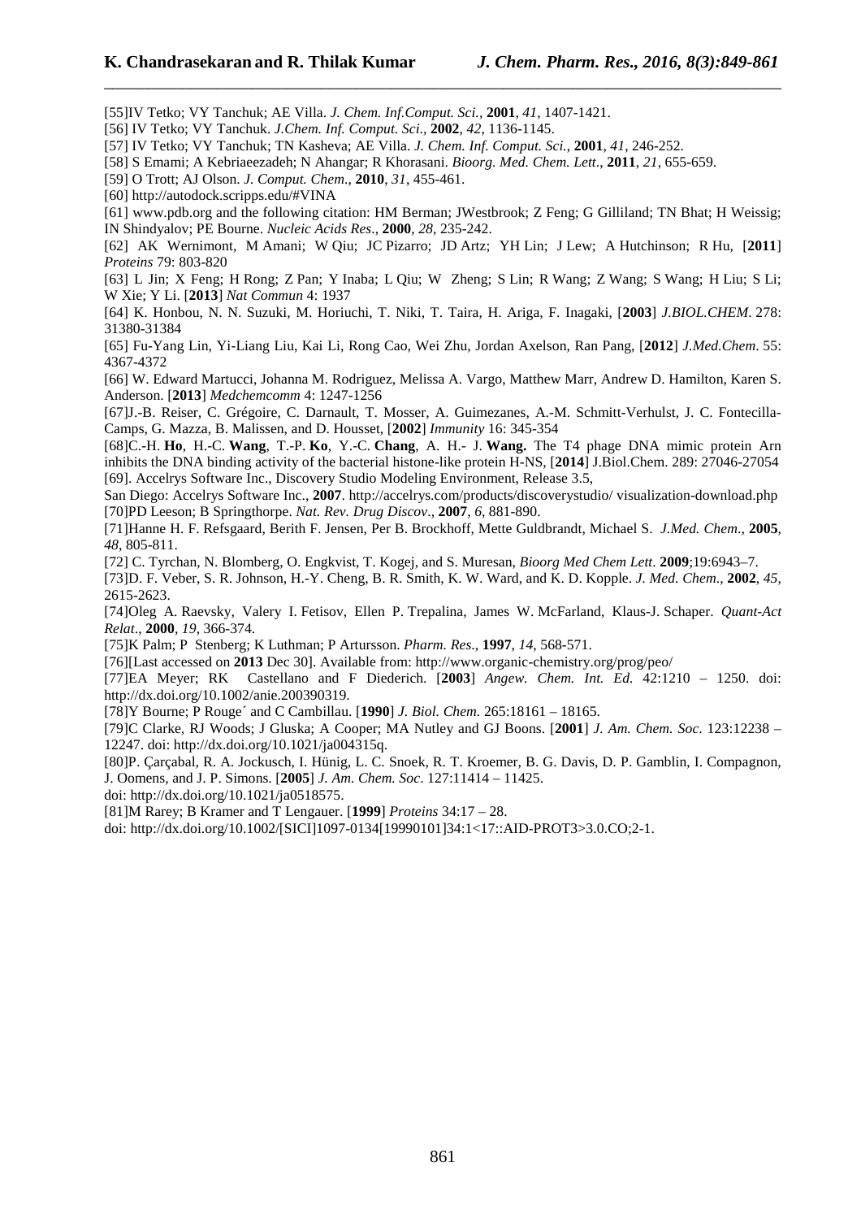[55]IV Tetko; VY Tanchuk; AE Villa. *J. Chem. Inf.Comput. Sci.*, **2001**, *41*, 1407-1421.

[56] IV Tetko; VY Tanchuk. *J.Chem. Inf. Comput. Sci*., **2002**, *42*, 1136-1145.

[57] IV Tetko; VY Tanchuk; TN Kasheva; AE Villa. *J. Chem. Inf. Comput. Sci.*, **2001**, *41*, 246-252.

[58] S Emami; A Kebriaeezadeh; N Ahangar; R Khorasani. *Bioorg. Med. Chem. Lett*., **2011**, *21*, 655-659.

[59] O Trott; AJ Olson. *J. Comput. Chem*., **2010**, *31*, 455-461.

[60] http://autodock.scripps.edu/#VINA

[61] www.pdb.org and the following citation: HM Berman; JWestbrook; Z Feng; G Gilliland; TN Bhat; H Weissig; IN Shindyalov; PE Bourne. *Nucleic Acids Res*., **2000**, *28*, 235-242.

[62] AK Wernimont, M Amani; W Qiu; JC Pizarro; JD Artz; YH Lin; J Lew; A Hutchinson; R Hu, [**2011**] *Proteins* 79: 803-820

[63] L Jin; X Feng; H Rong; Z Pan; Y Inaba; L Qiu; W Zheng; S Lin; R Wang; Z Wang; S Wang; H Liu; S Li; W Xie; Y Li. [**2013**] *Nat Commun* 4: 1937

[64] K. Honbou, N. N. Suzuki, M. Horiuchi, T. Niki, T. Taira, H. Ariga, F. Inagaki, [**2003**] *J.BIOL.CHEM*. 278: 31380-31384

[65] Fu-Yang Lin, Yi-Liang Liu, Kai Li, Rong Cao, Wei Zhu, Jordan Axelson, Ran Pang, [**2012**] *J.Med.Chem*. 55: 4367-4372

[66] W. Edward Martucci, Johanna M. Rodriguez, Melissa A. Vargo, Matthew Marr, Andrew D. Hamilton, Karen S. Anderson. [**2013**] *Medchemcomm* 4: 1247-1256

[67]J.-B. Reiser, C. Grégoire, C. Darnault, T. Mosser, A. Guimezanes, A.-M. Schmitt-Verhulst, J. C. Fontecilla-Camps, G. Mazza, B. Malissen, and D. Housset, [**2002**] *Immunity* 16: 345-354

[68]C.-H. **Ho**, H.-C. **Wang**, T.-P. **Ko**, Y.-C. **Chang**, A. H.- J. **Wang.** The T4 phage DNA mimic protein Arn inhibits the DNA binding activity of the bacterial histone-like protein H-NS, [**2014**] J.Biol.Chem. 289: 27046-27054

[69]. Accelrys Software Inc., Discovery Studio Modeling Environment, Release 3.5,
San Diego: Accelrys Software Inc., **2007**. http://accelrys.com/products/discoverystudio/ visualization-download.php

[70]PD Leeson; B Springthorpe. *Nat. Rev. Drug Discov*., **2007**, *6*, 881-890.

[71]Hanne H. F. Refsgaard, Berith F. Jensen, Per B. Brockhoff, Mette Guldbrandt, Michael S. *J.Med. Chem*., **2005**, *48*, 805-811.

[72] C. Tyrchan, N. Blomberg, O. Engkvist, T. Kogej, and S. Muresan, *Bioorg Med Chem Lett*. **2009**;19:6943–7.

[73]D. F. Veber, S. R. Johnson, H.-Y. Cheng, B. R. Smith, K. W. Ward, and K. D. Kopple. *J. Med. Chem*., **2002**, *45*, 2615-2623.

[74]Oleg A. Raevsky, Valery I. Fetisov, Ellen P. Trepalina, James W. McFarland, Klaus-J. Schaper. *Quant-Act Relat*., **2000**, *19*, 366-374.

[75]K Palm; P Stenberg; K Luthman; P Artursson. *Pharm. Res*., **1997**, *14*, 568-571.

[76][Last accessed on **2013** Dec 30]. Available from: http://www.organic-chemistry.org/prog/peo/

[77]EA Meyer; RK Castellano and F Diederich. [**2003**] *Angew. Chem. Int. Ed.* 42:1210 – 1250. doi: http://dx.doi.org/10.1002/anie.200390319.

[78]Y Bourne; P Rouge´ and C Cambillau. [**1990**] *J. Biol. Chem.* 265:18161 – 18165.

[79]C Clarke, RJ Woods; J Gluska; A Cooper; MA Nutley and GJ Boons. [**2001**] *J. Am. Chem. Soc*. 123:12238 – 12247. doi: http://dx.doi.org/10.1021/ja004315q.

[80]P. Çarçabal, R. A. Jockusch, I. Hünig, L. C. Snoek, R. T. Kroemer, B. G. Davis, D. P. Gamblin, I. Compagnon, J. Oomens, and J. P. Simons. [**2005**] *J. Am. Chem. Soc*. 127:11414 – 11425.
doi: http://dx.doi.org/10.1021/ja0518575.

[81]M Rarey; B Kramer and T Lengauer. [**1999**] *Proteins* 34:17 – 28.
doi: http://dx.doi.org/10.1002/[SICI]1097-0134[19990101]34:1<17::AID-PROT3>3.0.CO;2-1.